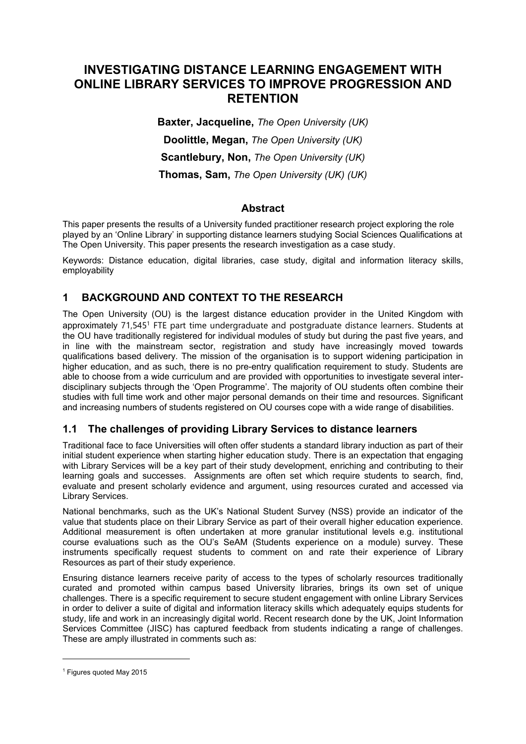# INVESTIGATING DISTANCE LEARNING ENGAGEMENT WITH ONLINE LIBRARY SERVICES TO IMPROVE PROGRESSION AND RETENTION

**Baxter, Jacqueline,** *The Open University (UK)*

**Doolittle, Megan,** *The Open University (UK)*

**Scantlebury, Non,** *The Open University (UK)*

**Thomas, Sam,** *The Open University (UK) (UK)*

## Abstract

This paper presents the results of a University funded practitioner research project exploring the role played by an 'Online Library' in supporting distance learners studying Social Sciences Qualifications at The Open University. This paper presents the research investigation as a case study.

Keywords: Distance education, digital libraries, case study, digital and information literacy skills, employability

## 1 BACKGROUND AND CONTEXT TO THE RESEARCH

The Open University (OU) is the largest distance education provider in the United Kingdom with approximately 71,545[1] FTE part time undergraduate and postgraduate distance learners. Students at the OU have traditionally registered for individual modules of study but during the past five years, and in line with the mainstream sector, registration and study have increasingly moved towards qualifications based delivery. The mission of the organisation is to support widening participation in higher education, and as such, there is no pre-entry qualification requirement to study. Students are able to choose from a wide curriculum and are provided with opportunities to investigate several inter-disciplinary subjects through the 'Open Programme'. The majority of OU students often combine their studies with full time work and other major personal demands on their time and resources. Significant and increasing numbers of students registered on OU courses cope with a wide range of disabilities.

### 1.1 The challenges of providing Library Services to distance learners

Traditional face to face Universities will often offer students a standard library induction as part of their initial student experience when starting higher education study. There is an expectation that engaging with Library Services will be a key part of their study development, enriching and contributing to their learning goals and successes. Assignments are often set which require students to search, find, evaluate and present scholarly evidence and argument, using resources curated and accessed via Library Services.

National benchmarks, such as the UK's National Student Survey (NSS) provide an indicator of the value that students place on their Library Service as part of their overall higher education experience. Additional measurement is often undertaken at more granular institutional levels e.g. institutional course evaluations such as the OU's SeAM (Students experience on a module) survey. These instruments specifically request students to comment on and rate their experience of Library Resources as part of their study experience.

Ensuring distance learners receive parity of access to the types of scholarly resources traditionally curated and promoted within campus based University libraries, brings its own set of unique challenges. There is a specific requirement to secure student engagement with online Library Services in order to deliver a suite of digital and information literacy skills which adequately equips students for study, life and work in an increasingly digital world. Recent research done by the UK, Joint Information Services Committee (JISC) has captured feedback from students indicating a range of challenges. These are amply illustrated in comments such as:

---

[1] Figures quoted May 2015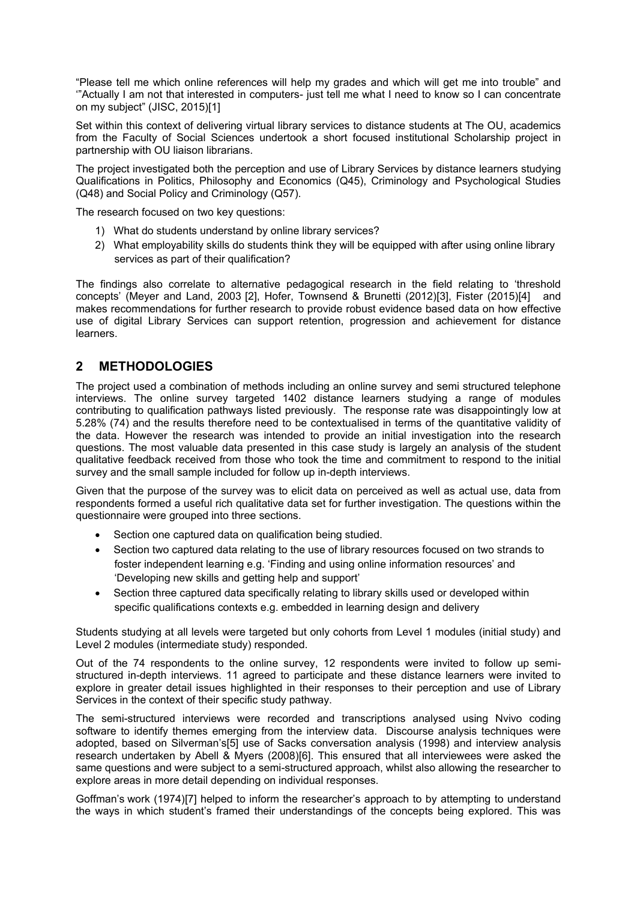"Please tell me which online references will help my grades and which will get me into trouble" and '"Actually I am not that interested in computers- just tell me what I need to know so I can concentrate on my subject" (JISC, 2015)[1]

Set within this context of delivering virtual library services to distance students at The OU, academics from the Faculty of Social Sciences undertook a short focused institutional Scholarship project in partnership with OU liaison librarians.

The project investigated both the perception and use of Library Services by distance learners studying Qualifications in Politics, Philosophy and Economics (Q45), Criminology and Psychological Studies (Q48) and Social Policy and Criminology (Q57).

The research focused on two key questions:

1) What do students understand by online library services?
2) What employability skills do students think they will be equipped with after using online library services as part of their qualification?

The findings also correlate to alternative pedagogical research in the field relating to 'threshold concepts' (Meyer and Land, 2003 [2], Hofer, Townsend & Brunetti (2012)[3], Fister (2015)[4] and makes recommendations for further research to provide robust evidence based data on how effective use of digital Library Services can support retention, progression and achievement for distance learners.

## 2 METHODOLOGIES

The project used a combination of methods including an online survey and semi structured telephone interviews. The online survey targeted 1402 distance learners studying a range of modules contributing to qualification pathways listed previously. The response rate was disappointingly low at 5.28% (74) and the results therefore need to be contextualised in terms of the quantitative validity of the data. However the research was intended to provide an initial investigation into the research questions. The most valuable data presented in this case study is largely an analysis of the student qualitative feedback received from those who took the time and commitment to respond to the initial survey and the small sample included for follow up in-depth interviews.

Given that the purpose of the survey was to elicit data on perceived as well as actual use, data from respondents formed a useful rich qualitative data set for further investigation. The questions within the questionnaire were grouped into three sections.

- Section one captured data on qualification being studied.
- Section two captured data relating to the use of library resources focused on two strands to foster independent learning e.g. 'Finding and using online information resources' and 'Developing new skills and getting help and support'
- Section three captured data specifically relating to library skills used or developed within specific qualifications contexts e.g. embedded in learning design and delivery

Students studying at all levels were targeted but only cohorts from Level 1 modules (initial study) and Level 2 modules (intermediate study) responded.

Out of the 74 respondents to the online survey, 12 respondents were invited to follow up semi-structured in-depth interviews. 11 agreed to participate and these distance learners were invited to explore in greater detail issues highlighted in their responses to their perception and use of Library Services in the context of their specific study pathway.

The semi-structured interviews were recorded and transcriptions analysed using Nvivo coding software to identify themes emerging from the interview data. Discourse analysis techniques were adopted, based on Silverman's[5] use of Sacks conversation analysis (1998) and interview analysis research undertaken by Abell & Myers (2008)[6]. This ensured that all interviewees were asked the same questions and were subject to a semi-structured approach, whilst also allowing the researcher to explore areas in more detail depending on individual responses.

Goffman's work (1974)[7] helped to inform the researcher's approach to by attempting to understand the ways in which student's framed their understandings of the concepts being explored. This was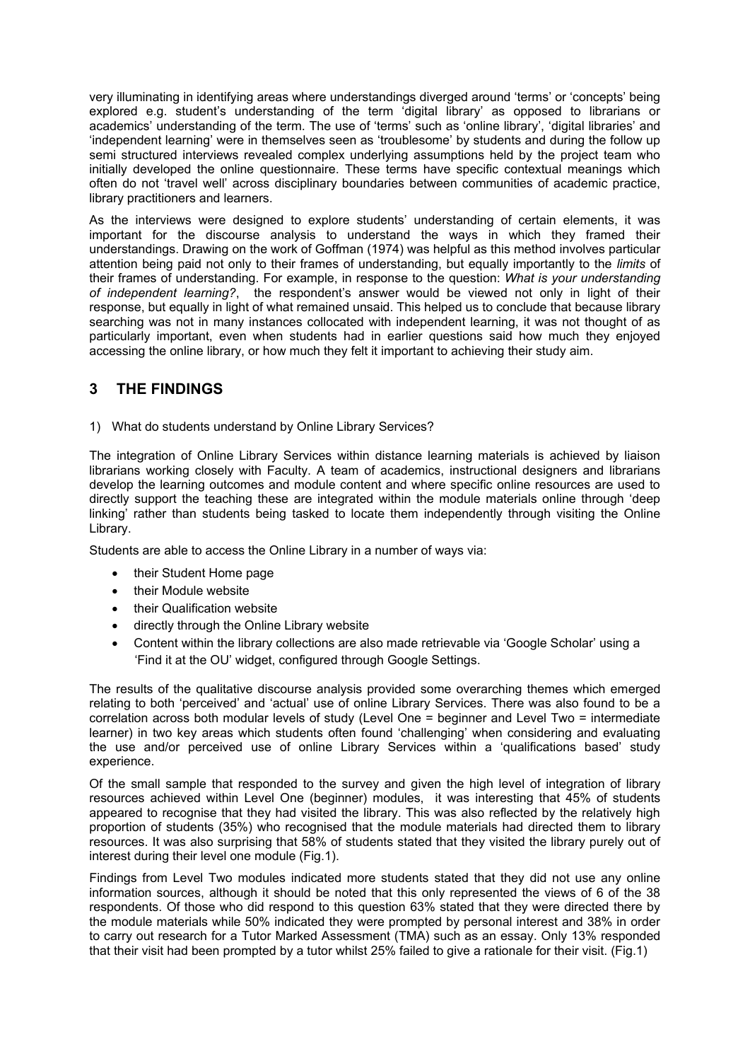very illuminating in identifying areas where understandings diverged around 'terms' or 'concepts' being explored e.g. student's understanding of the term 'digital library' as opposed to librarians or academics' understanding of the term. The use of 'terms' such as 'online library', 'digital libraries' and 'independent learning' were in themselves seen as 'troublesome' by students and during the follow up semi structured interviews revealed complex underlying assumptions held by the project team who initially developed the online questionnaire. These terms have specific contextual meanings which often do not 'travel well' across disciplinary boundaries between communities of academic practice, library practitioners and learners.

As the interviews were designed to explore students' understanding of certain elements, it was important for the discourse analysis to understand the ways in which they framed their understandings. Drawing on the work of Goffman (1974) was helpful as this method involves particular attention being paid not only to their frames of understanding, but equally importantly to the *limits* of their frames of understanding. For example, in response to the question: *What is your understanding of independent learning?*, the respondent's answer would be viewed not only in light of their response, but equally in light of what remained unsaid. This helped us to conclude that because library searching was not in many instances collocated with independent learning, it was not thought of as particularly important, even when students had in earlier questions said how much they enjoyed accessing the online library, or how much they felt it important to achieving their study aim.

## 3 THE FINDINGS

1) What do students understand by Online Library Services?

The integration of Online Library Services within distance learning materials is achieved by liaison librarians working closely with Faculty. A team of academics, instructional designers and librarians develop the learning outcomes and module content and where specific online resources are used to directly support the teaching these are integrated within the module materials online through 'deep linking' rather than students being tasked to locate them independently through visiting the Online Library.

Students are able to access the Online Library in a number of ways via:

- their Student Home page
- their Module website
- their Qualification website
- directly through the Online Library website
- Content within the library collections are also made retrievable via 'Google Scholar' using a 'Find it at the OU' widget, configured through Google Settings.

The results of the qualitative discourse analysis provided some overarching themes which emerged relating to both 'perceived' and 'actual' use of online Library Services. There was also found to be a correlation across both modular levels of study (Level One = beginner and Level Two = intermediate learner) in two key areas which students often found 'challenging' when considering and evaluating the use and/or perceived use of online Library Services within a 'qualifications based' study experience.

Of the small sample that responded to the survey and given the high level of integration of library resources achieved within Level One (beginner) modules, it was interesting that 45% of students appeared to recognise that they had visited the library. This was also reflected by the relatively high proportion of students (35%) who recognised that the module materials had directed them to library resources. It was also surprising that 58% of students stated that they visited the library purely out of interest during their level one module (Fig.1).

Findings from Level Two modules indicated more students stated that they did not use any online information sources, although it should be noted that this only represented the views of 6 of the 38 respondents. Of those who did respond to this question 63% stated that they were directed there by the module materials while 50% indicated they were prompted by personal interest and 38% in order to carry out research for a Tutor Marked Assessment (TMA) such as an essay. Only 13% responded that their visit had been prompted by a tutor whilst 25% failed to give a rationale for their visit. (Fig.1)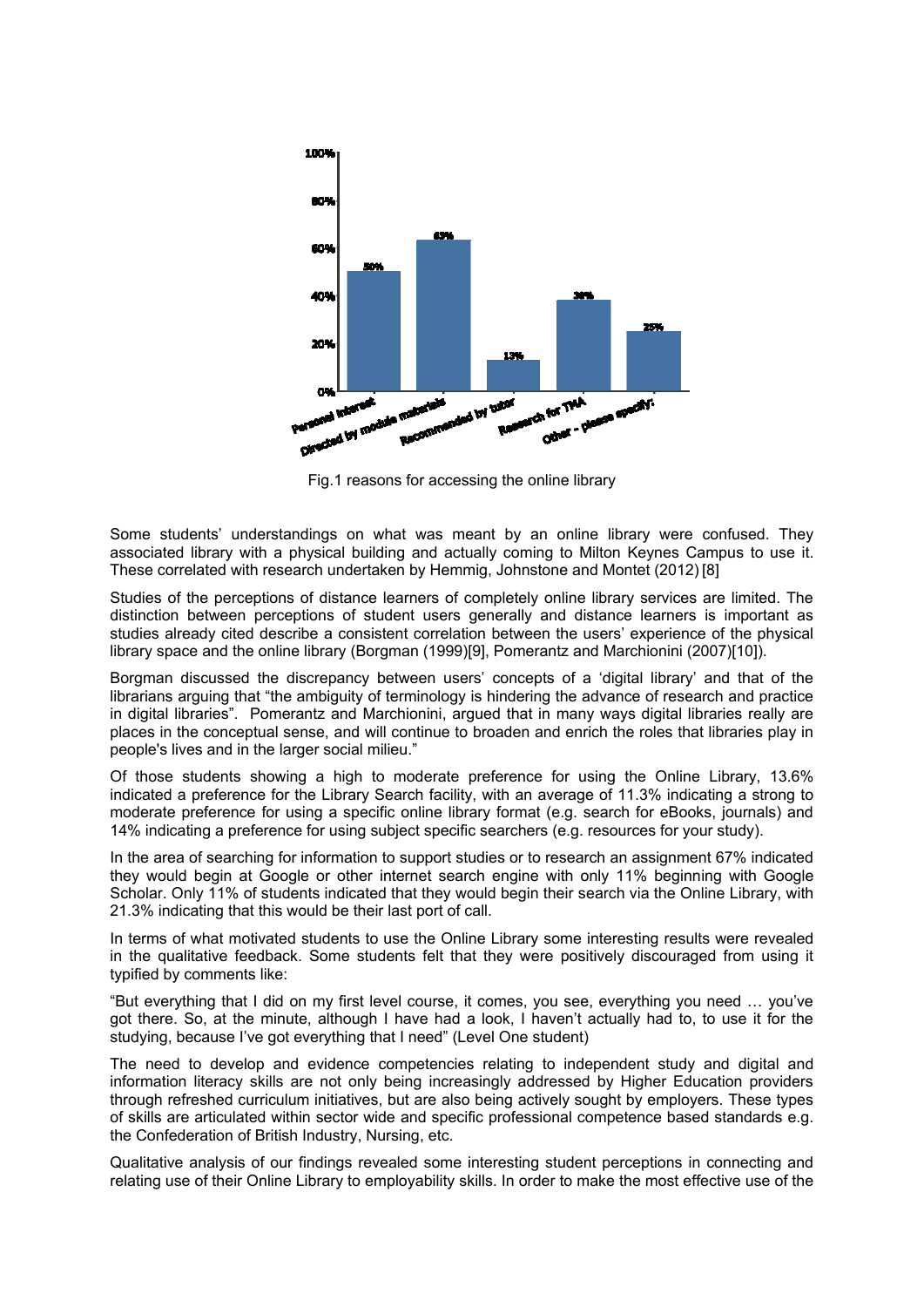Fig.1 reasons for accessing the online library

Some students' understandings on what was meant by an online library were confused. They associated library with a physical building and actually coming to Milton Keynes Campus to use it. These correlated with research undertaken by Hemmig, Johnstone and Montet (2012) [8]

Studies of the perceptions of distance learners of completely online library services are limited. The distinction between perceptions of student users generally and distance learners is important as studies already cited describe a consistent correlation between the users' experience of the physical library space and the online library (Borgman (1999)[9], Pomerantz and Marchionini (2007)[10]).

Borgman discussed the discrepancy between users' concepts of a 'digital library' and that of the librarians arguing that "the ambiguity of terminology is hindering the advance of research and practice in digital libraries". Pomerantz and Marchionini, argued that in many ways digital libraries really are places in the conceptual sense, and will continue to broaden and enrich the roles that libraries play in people's lives and in the larger social milieu."

Of those students showing a high to moderate preference for using the Online Library, 13.6% indicated a preference for the Library Search facility, with an average of 11.3% indicating a strong to moderate preference for using a specific online library format (e.g. search for eBooks, journals) and 14% indicating a preference for using subject specific searchers (e.g. resources for your study).

In the area of searching for information to support studies or to research an assignment 67% indicated they would begin at Google or other internet search engine with only 11% beginning with Google Scholar. Only 11% of students indicated that they would begin their search via the Online Library, with 21.3% indicating that this would be their last port of call.

In terms of what motivated students to use the Online Library some interesting results were revealed in the qualitative feedback. Some students felt that they were positively discouraged from using it typified by comments like:

"But everything that I did on my first level course, it comes, you see, everything you need … you've got there. So, at the minute, although I have had a look, I haven't actually had to, to use it for the studying, because I've got everything that I need" (Level One student)

The need to develop and evidence competencies relating to independent study and digital and information literacy skills are not only being increasingly addressed by Higher Education providers through refreshed curriculum initiatives, but are also being actively sought by employers. These types of skills are articulated within sector wide and specific professional competence based standards e.g. the Confederation of British Industry, Nursing, etc.

Qualitative analysis of our findings revealed some interesting student perceptions in connecting and relating use of their Online Library to employability skills. In order to make the most effective use of the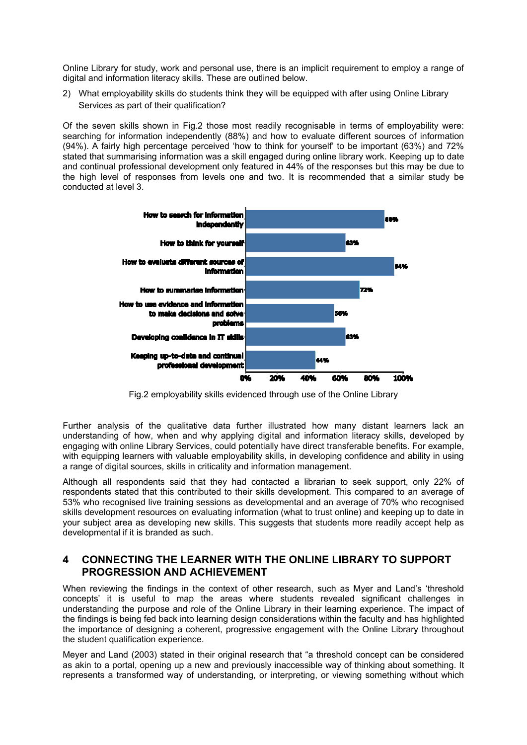Online Library for study, work and personal use, there is an implicit requirement to employ a range of digital and information literacy skills. These are outlined below.

2) What employability skills do students think they will be equipped with after using Online Library Services as part of their qualification?

Of the seven skills shown in Fig.2 those most readily recognisable in terms of employability were: searching for information independently (88%) and how to evaluate different sources of information (94%). A fairly high percentage perceived 'how to think for yourself' to be important (63%) and 72% stated that summarising information was a skill engaged during online library work. Keeping up to date and continual professional development only featured in 44% of the responses but this may be due to the high level of responses from levels one and two. It is recommended that a similar study be conducted at level 3.

| Skill | Percentage |
|---|---|
| How to search for information independently | 88% |
| How to think for yourself | 63% |
| How to evaluate different sources of information | 94% |
| How to summarise information | 72% |
| How to use evidence and information to make decisions and solve problems | 56% |
| Developing confidence in IT skills | 63% |
| Keeping up-to-date and continual professional development | 44% |

Fig.2 employability skills evidenced through use of the Online Library

Further analysis of the qualitative data further illustrated how many distant learners lack an understanding of how, when and why applying digital and information literacy skills, developed by engaging with online Library Services, could potentially have direct transferable benefits. For example, with equipping learners with valuable employability skills, in developing confidence and ability in using a range of digital sources, skills in criticality and information management.

Although all respondents said that they had contacted a librarian to seek support, only 22% of respondents stated that this contributed to their skills development. This compared to an average of 53% who recognised live training sessions as developmental and an average of 70% who recognised skills development resources on evaluating information (what to trust online) and keeping up to date in your subject area as developing new skills. This suggests that students more readily accept help as developmental if it is branded as such.

## 4 CONNECTING THE LEARNER WITH THE ONLINE LIBRARY TO SUPPORT PROGRESSION AND ACHIEVEMENT

When reviewing the findings in the context of other research, such as Myer and Land's 'threshold concepts' it is useful to map the areas where students revealed significant challenges in understanding the purpose and role of the Online Library in their learning experience. The impact of the findings is being fed back into learning design considerations within the faculty and has highlighted the importance of designing a coherent, progressive engagement with the Online Library throughout the student qualification experience.

Meyer and Land (2003) stated in their original research that "a threshold concept can be considered as akin to a portal, opening up a new and previously inaccessible way of thinking about something. It represents a transformed way of understanding, or interpreting, or viewing something without which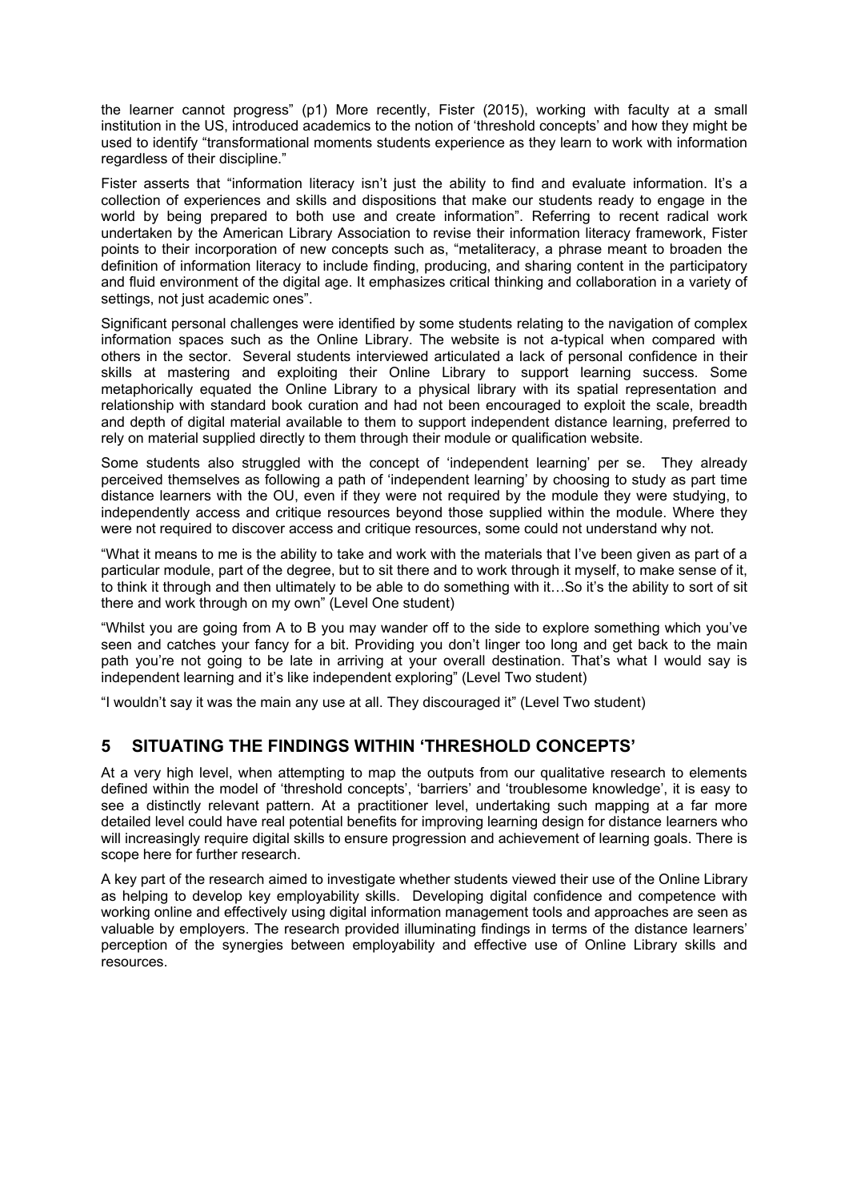the learner cannot progress" (p1) More recently, Fister (2015), working with faculty at a small institution in the US, introduced academics to the notion of 'threshold concepts' and how they might be used to identify "transformational moments students experience as they learn to work with information regardless of their discipline."

Fister asserts that "information literacy isn't just the ability to find and evaluate information. It's a collection of experiences and skills and dispositions that make our students ready to engage in the world by being prepared to both use and create information". Referring to recent radical work undertaken by the American Library Association to revise their information literacy framework, Fister points to their incorporation of new concepts such as, "metaliteracy, a phrase meant to broaden the definition of information literacy to include finding, producing, and sharing content in the participatory and fluid environment of the digital age. It emphasizes critical thinking and collaboration in a variety of settings, not just academic ones".

Significant personal challenges were identified by some students relating to the navigation of complex information spaces such as the Online Library. The website is not a-typical when compared with others in the sector. Several students interviewed articulated a lack of personal confidence in their skills at mastering and exploiting their Online Library to support learning success. Some metaphorically equated the Online Library to a physical library with its spatial representation and relationship with standard book curation and had not been encouraged to exploit the scale, breadth and depth of digital material available to them to support independent distance learning, preferred to rely on material supplied directly to them through their module or qualification website.

Some students also struggled with the concept of 'independent learning' per se. They already perceived themselves as following a path of 'independent learning' by choosing to study as part time distance learners with the OU, even if they were not required by the module they were studying, to independently access and critique resources beyond those supplied within the module. Where they were not required to discover access and critique resources, some could not understand why not.

"What it means to me is the ability to take and work with the materials that I've been given as part of a particular module, part of the degree, but to sit there and to work through it myself, to make sense of it, to think it through and then ultimately to be able to do something with it…So it's the ability to sort of sit there and work through on my own" (Level One student)

"Whilst you are going from A to B you may wander off to the side to explore something which you've seen and catches your fancy for a bit. Providing you don't linger too long and get back to the main path you're not going to be late in arriving at your overall destination. That's what I would say is independent learning and it's like independent exploring" (Level Two student)

"I wouldn't say it was the main any use at all. They discouraged it" (Level Two student)

## 5 SITUATING THE FINDINGS WITHIN 'THRESHOLD CONCEPTS'

At a very high level, when attempting to map the outputs from our qualitative research to elements defined within the model of 'threshold concepts', 'barriers' and 'troublesome knowledge', it is easy to see a distinctly relevant pattern. At a practitioner level, undertaking such mapping at a far more detailed level could have real potential benefits for improving learning design for distance learners who will increasingly require digital skills to ensure progression and achievement of learning goals. There is scope here for further research.

A key part of the research aimed to investigate whether students viewed their use of the Online Library as helping to develop key employability skills. Developing digital confidence and competence with working online and effectively using digital information management tools and approaches are seen as valuable by employers. The research provided illuminating findings in terms of the distance learners' perception of the synergies between employability and effective use of Online Library skills and resources.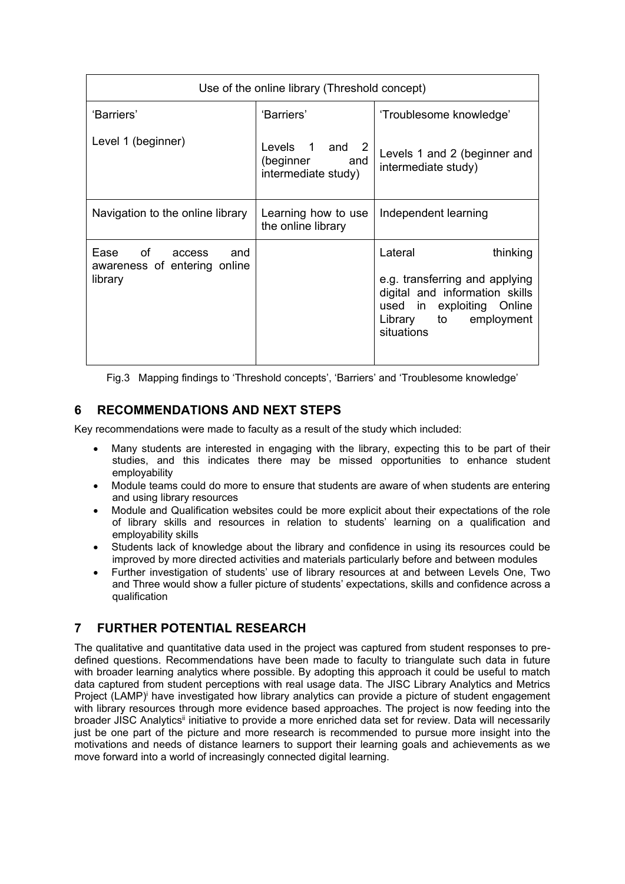| Use of the online library (Threshold concept) | | |
|---|---|---|
| 'Barriers'<br><br>Level 1 (beginner) | 'Barriers'<br><br>Levels 1 and 2 (beginner and intermediate study) | 'Troublesome knowledge'<br><br>Levels 1 and 2 (beginner and intermediate study) |
| Navigation to the online library | Learning how to use the online library | Independent learning |
| Ease of access and awareness of entering online library | | Lateral thinking<br><br>e.g. transferring and applying digital and information skills used in exploiting Online Library to employment situations |

Fig.3 Mapping findings to 'Threshold concepts', 'Barriers' and 'Troublesome knowledge'

## 6 RECOMMENDATIONS AND NEXT STEPS

Key recommendations were made to faculty as a result of the study which included:

- Many students are interested in engaging with the library, expecting this to be part of their studies, and this indicates there may be missed opportunities to enhance student employability
- Module teams could do more to ensure that students are aware of when students are entering and using library resources
- Module and Qualification websites could be more explicit about their expectations of the role of library skills and resources in relation to students' learning on a qualification and employability skills
- Students lack of knowledge about the library and confidence in using its resources could be improved by more directed activities and materials particularly before and between modules
- Further investigation of students' use of library resources at and between Levels One, Two and Three would show a fuller picture of students' expectations, skills and confidence across a qualification

## 7 FURTHER POTENTIAL RESEARCH

The qualitative and quantitative data used in the project was captured from student responses to pre-defined questions. Recommendations have been made to faculty to triangulate such data in future with broader learning analytics where possible. By adopting this approach it could be useful to match data captured from student perceptions with real usage data. The JISC Library Analytics and Metrics Project (LAMP)[i] have investigated how library analytics can provide a picture of student engagement with library resources through more evidence based approaches. The project is now feeding into the broader JISC Analytics[ii] initiative to provide a more enriched data set for review. Data will necessarily just be one part of the picture and more research is recommended to pursue more insight into the motivations and needs of distance learners to support their learning goals and achievements as we move forward into a world of increasingly connected digital learning.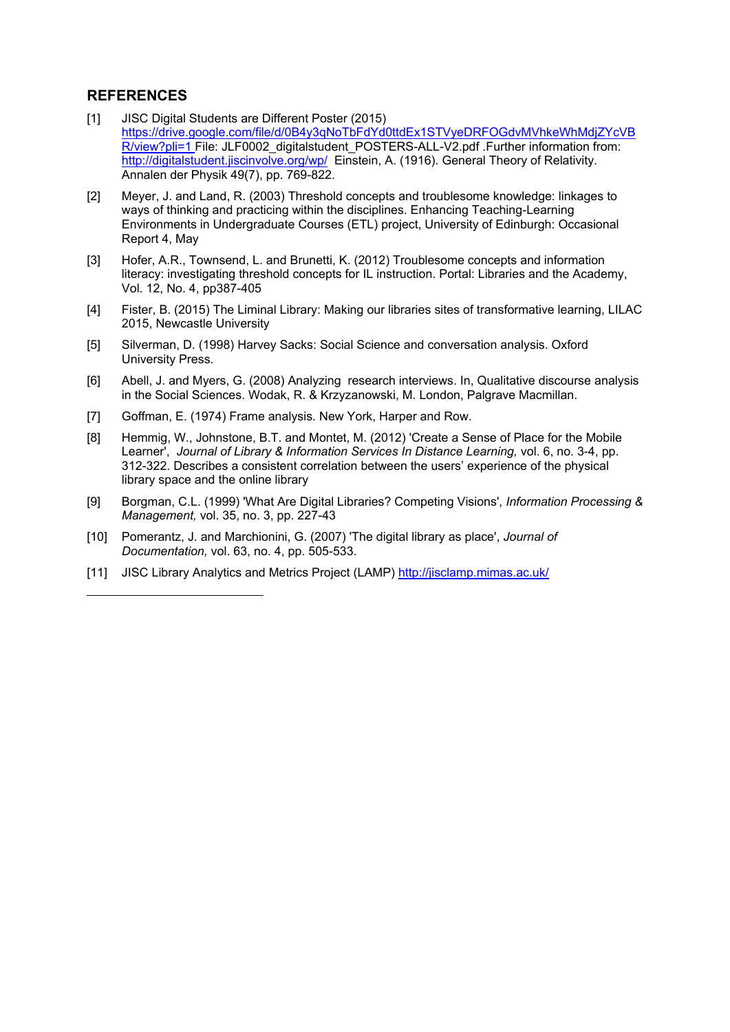## REFERENCES

[1] JISC Digital Students are Different Poster (2015) https://drive.google.com/file/d/0B4y3qNoTbFdYd0ttdEx1STVyeDRFOGdvMVhkeWhMdjZYcVBR/view?pli=1 File: JLF0002_digitalstudent_POSTERS-ALL-V2.pdf .Further information from: http://digitalstudent.jiscinvolve.org/wp/ Einstein, A. (1916). General Theory of Relativity. Annalen der Physik 49(7), pp. 769-822.

[2] Meyer, J. and Land, R. (2003) Threshold concepts and troublesome knowledge: linkages to ways of thinking and practicing within the disciplines. Enhancing Teaching-Learning Environments in Undergraduate Courses (ETL) project, University of Edinburgh: Occasional Report 4, May

[3] Hofer, A.R., Townsend, L. and Brunetti, K. (2012) Troublesome concepts and information literacy: investigating threshold concepts for IL instruction. Portal: Libraries and the Academy, Vol. 12, No. 4, pp387-405

[4] Fister, B. (2015) The Liminal Library: Making our libraries sites of transformative learning, LILAC 2015, Newcastle University

[5] Silverman, D. (1998) Harvey Sacks: Social Science and conversation analysis. Oxford University Press.

[6] Abell, J. and Myers, G. (2008) Analyzing research interviews. In, Qualitative discourse analysis in the Social Sciences. Wodak, R. & Krzyzanowski, M. London, Palgrave Macmillan.

[7] Goffman, E. (1974) Frame analysis. New York, Harper and Row.

[8] Hemmig, W., Johnstone, B.T. and Montet, M. (2012) 'Create a Sense of Place for the Mobile Learner', *Journal of Library & Information Services In Distance Learning,* vol. 6, no. 3-4, pp. 312-322. Describes a consistent correlation between the users' experience of the physical library space and the online library

[9] Borgman, C.L. (1999) 'What Are Digital Libraries? Competing Visions', *Information Processing & Management,* vol. 35, no. 3, pp. 227-43

[10] Pomerantz, J. and Marchionini, G. (2007) 'The digital library as place', *Journal of Documentation,* vol. 63, no. 4, pp. 505-533.

[11] JISC Library Analytics and Metrics Project (LAMP) http://jisclamp.mimas.ac.uk/